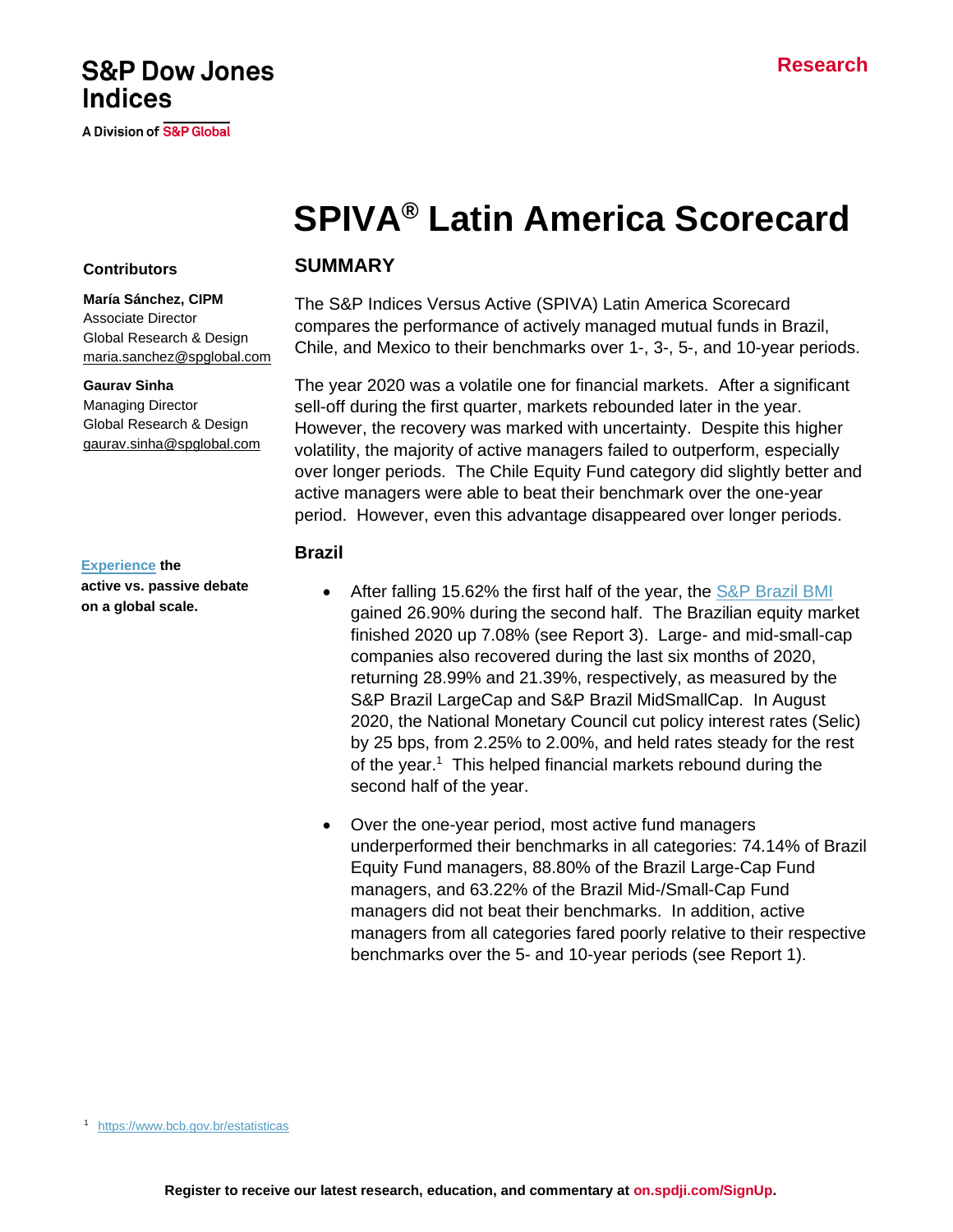S&P Dow Jones Indices

A Division of S&P Global

Research

# SPIVA® Latin America Scorecard

**Contributors**

**María Sánchez, CIPM**
Associate Director
Global Research & Design
maria.sanchez@spglobal.com

**Gaurav Sinha**
Managing Director
Global Research & Design
gaurav.sinha@spglobal.com

**Experience the active vs. passive debate on a global scale.**

## SUMMARY

The S&P Indices Versus Active (SPIVA) Latin America Scorecard compares the performance of actively managed mutual funds in Brazil, Chile, and Mexico to their benchmarks over 1-, 3-, 5-, and 10-year periods.

The year 2020 was a volatile one for financial markets. After a significant sell-off during the first quarter, markets rebounded later in the year. However, the recovery was marked with uncertainty. Despite this higher volatility, the majority of active managers failed to outperform, especially over longer periods. The Chile Equity Fund category did slightly better and active managers were able to beat their benchmark over the one-year period. However, even this advantage disappeared over longer periods.

### Brazil

- After falling 15.62% the first half of the year, the S&P Brazil BMI gained 26.90% during the second half. The Brazilian equity market finished 2020 up 7.08% (see Report 3). Large- and mid-small-cap companies also recovered during the last six months of 2020, returning 28.99% and 21.39%, respectively, as measured by the S&P Brazil LargeCap and S&P Brazil MidSmallCap. In August 2020, the National Monetary Council cut policy interest rates (Selic) by 25 bps, from 2.25% to 2.00%, and held rates steady for the rest of the year.[1] This helped financial markets rebound during the second half of the year.
- Over the one-year period, most active fund managers underperformed their benchmarks in all categories: 74.14% of Brazil Equity Fund managers, 88.80% of the Brazil Large-Cap Fund managers, and 63.22% of the Brazil Mid-/Small-Cap Fund managers did not beat their benchmarks. In addition, active managers from all categories fared poorly relative to their respective benchmarks over the 5- and 10-year periods (see Report 1).

[1] https://www.bcb.gov.br/estatisticas

Register to receive our latest research, education, and commentary at on.spdji.com/SignUp.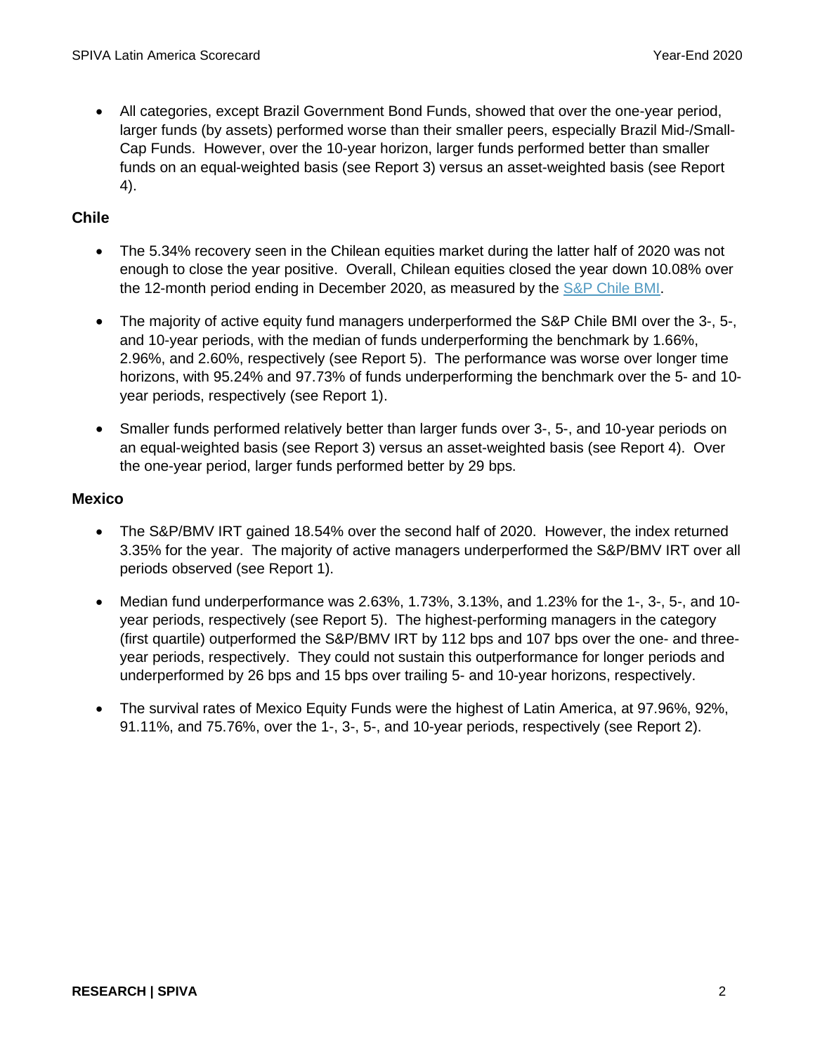- All categories, except Brazil Government Bond Funds, showed that over the one-year period, larger funds (by assets) performed worse than their smaller peers, especially Brazil Mid-/Small-Cap Funds. However, over the 10-year horizon, larger funds performed better than smaller funds on an equal-weighted basis (see Report 3) versus an asset-weighted basis (see Report 4).

### Chile

- The 5.34% recovery seen in the Chilean equities market during the latter half of 2020 was not enough to close the year positive. Overall, Chilean equities closed the year down 10.08% over the 12-month period ending in December 2020, as measured by the S&P Chile BMI.
- The majority of active equity fund managers underperformed the S&P Chile BMI over the 3-, 5-, and 10-year periods, with the median of funds underperforming the benchmark by 1.66%, 2.96%, and 2.60%, respectively (see Report 5). The performance was worse over longer time horizons, with 95.24% and 97.73% of funds underperforming the benchmark over the 5- and 10-year periods, respectively (see Report 1).
- Smaller funds performed relatively better than larger funds over 3-, 5-, and 10-year periods on an equal-weighted basis (see Report 3) versus an asset-weighted basis (see Report 4). Over the one-year period, larger funds performed better by 29 bps.

### Mexico

- The S&P/BMV IRT gained 18.54% over the second half of 2020. However, the index returned 3.35% for the year. The majority of active managers underperformed the S&P/BMV IRT over all periods observed (see Report 1).
- Median fund underperformance was 2.63%, 1.73%, 3.13%, and 1.23% for the 1-, 3-, 5-, and 10-year periods, respectively (see Report 5). The highest-performing managers in the category (first quartile) outperformed the S&P/BMV IRT by 112 bps and 107 bps over the one- and three-year periods, respectively. They could not sustain this outperformance for longer periods and underperformed by 26 bps and 15 bps over trailing 5- and 10-year horizons, respectively.
- The survival rates of Mexico Equity Funds were the highest of Latin America, at 97.96%, 92%, 91.11%, and 75.76%, over the 1-, 3-, 5-, and 10-year periods, respectively (see Report 2).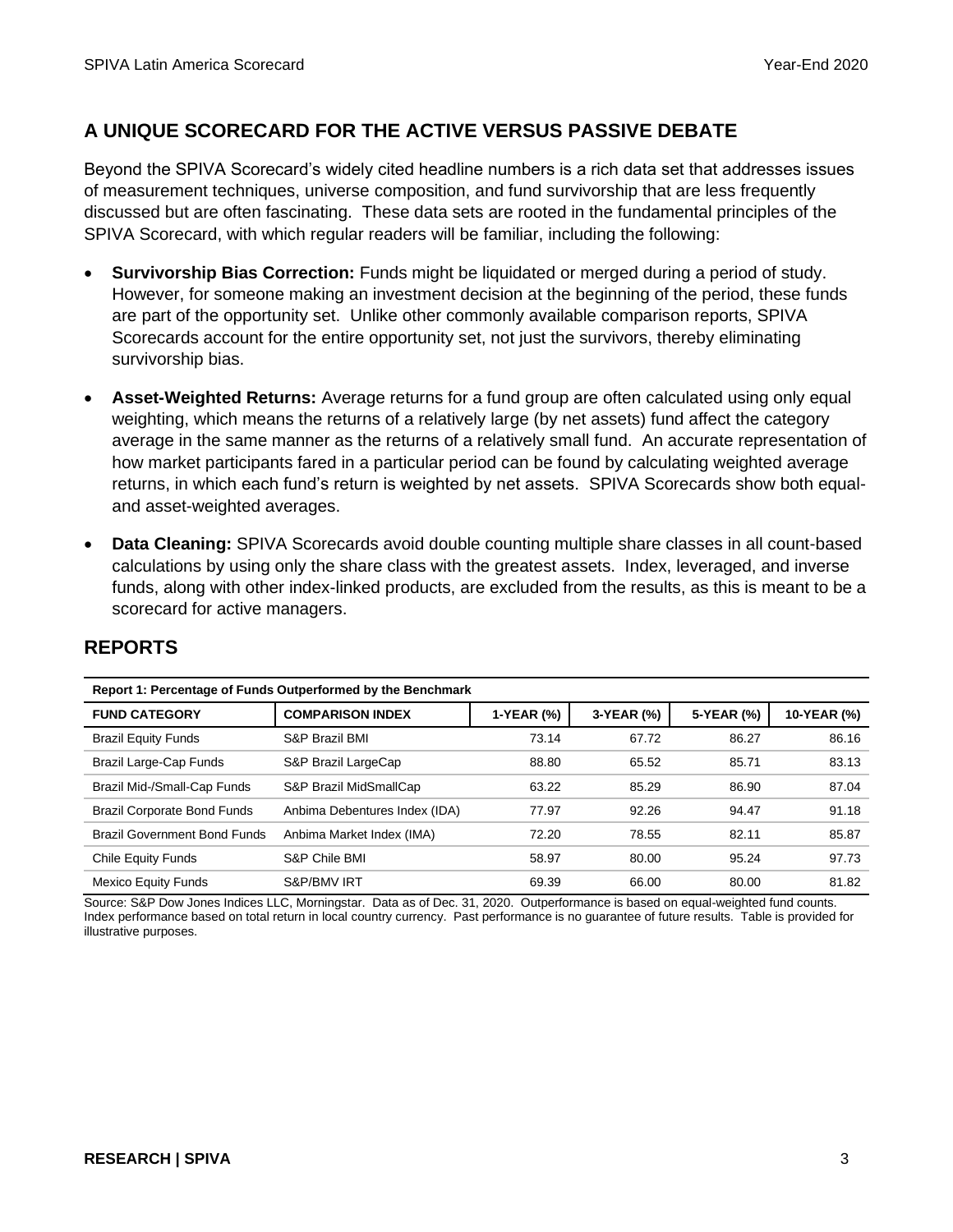## A UNIQUE SCORECARD FOR THE ACTIVE VERSUS PASSIVE DEBATE

Beyond the SPIVA Scorecard's widely cited headline numbers is a rich data set that addresses issues of measurement techniques, universe composition, and fund survivorship that are less frequently discussed but are often fascinating. These data sets are rooted in the fundamental principles of the SPIVA Scorecard, with which regular readers will be familiar, including the following:

- **Survivorship Bias Correction:** Funds might be liquidated or merged during a period of study. However, for someone making an investment decision at the beginning of the period, these funds are part of the opportunity set. Unlike other commonly available comparison reports, SPIVA Scorecards account for the entire opportunity set, not just the survivors, thereby eliminating survivorship bias.
- **Asset-Weighted Returns:** Average returns for a fund group are often calculated using only equal weighting, which means the returns of a relatively large (by net assets) fund affect the category average in the same manner as the returns of a relatively small fund. An accurate representation of how market participants fared in a particular period can be found by calculating weighted average returns, in which each fund's return is weighted by net assets. SPIVA Scorecards show both equal- and asset-weighted averages.
- **Data Cleaning:** SPIVA Scorecards avoid double counting multiple share classes in all count-based calculations by using only the share class with the greatest assets. Index, leveraged, and inverse funds, along with other index-linked products, are excluded from the results, as this is meant to be a scorecard for active managers.

## REPORTS

**Report 1: Percentage of Funds Outperformed by the Benchmark**

| FUND CATEGORY | COMPARISON INDEX | 1-YEAR (%) | 3-YEAR (%) | 5-YEAR (%) | 10-YEAR (%) |
|---|---|---|---|---|---|
| Brazil Equity Funds | S&P Brazil BMI | 73.14 | 67.72 | 86.27 | 86.16 |
| Brazil Large-Cap Funds | S&P Brazil LargeCap | 88.80 | 65.52 | 85.71 | 83.13 |
| Brazil Mid-/Small-Cap Funds | S&P Brazil MidSmallCap | 63.22 | 85.29 | 86.90 | 87.04 |
| Brazil Corporate Bond Funds | Anbima Debentures Index (IDA) | 77.97 | 92.26 | 94.47 | 91.18 |
| Brazil Government Bond Funds | Anbima Market Index (IMA) | 72.20 | 78.55 | 82.11 | 85.87 |
| Chile Equity Funds | S&P Chile BMI | 58.97 | 80.00 | 95.24 | 97.73 |
| Mexico Equity Funds | S&P/BMV IRT | 69.39 | 66.00 | 80.00 | 81.82 |

Source: S&P Dow Jones Indices LLC, Morningstar. Data as of Dec. 31, 2020. Outperformance is based on equal-weighted fund counts. Index performance based on total return in local country currency. Past performance is no guarantee of future results. Table is provided for illustrative purposes.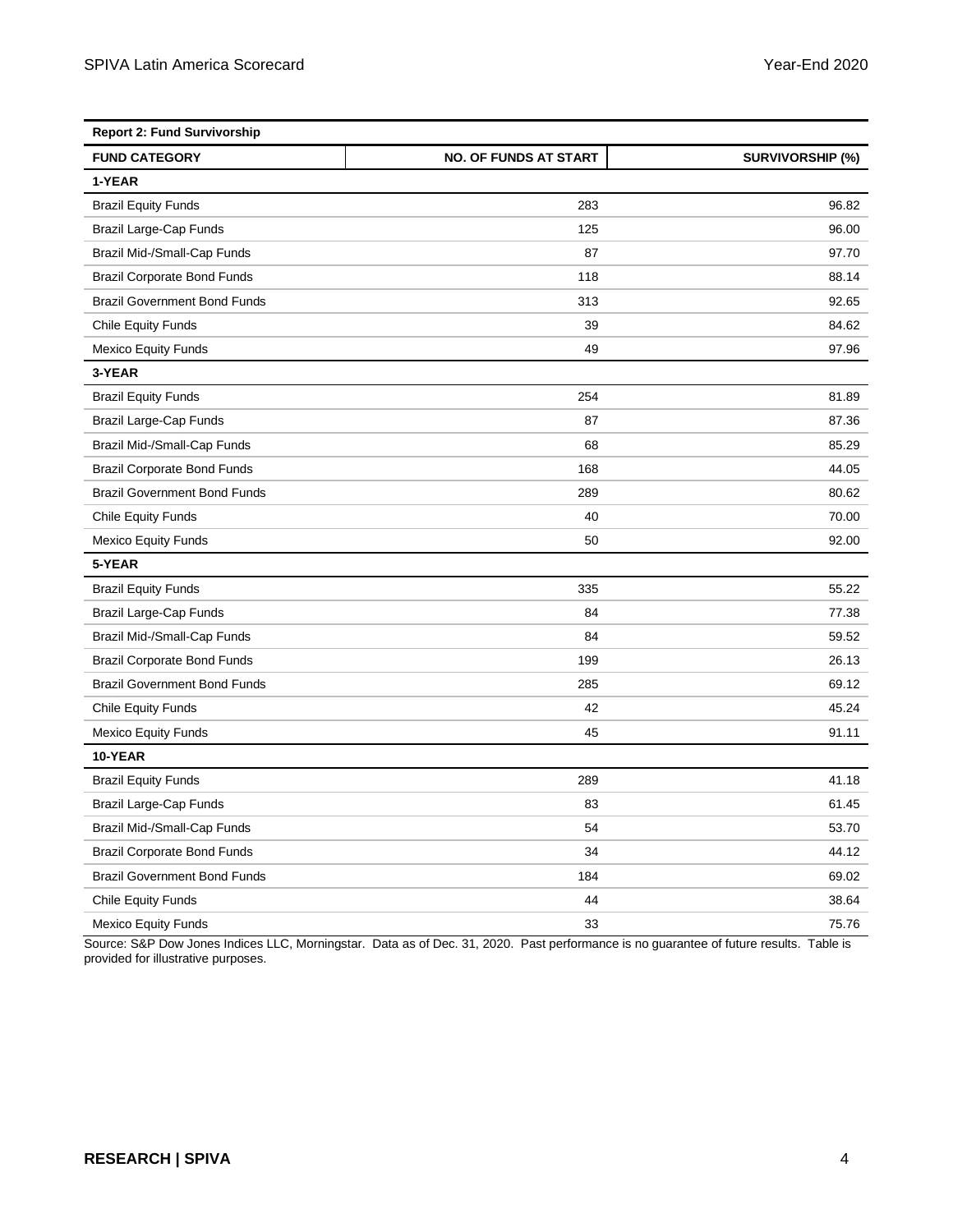**Report 2: Fund Survivorship**

| FUND CATEGORY | NO. OF FUNDS AT START | SURVIVORSHIP (%) |
|---|---|---|
| **1-YEAR** | | |
| Brazil Equity Funds | 283 | 96.82 |
| Brazil Large-Cap Funds | 125 | 96.00 |
| Brazil Mid-/Small-Cap Funds | 87 | 97.70 |
| Brazil Corporate Bond Funds | 118 | 88.14 |
| Brazil Government Bond Funds | 313 | 92.65 |
| Chile Equity Funds | 39 | 84.62 |
| Mexico Equity Funds | 49 | 97.96 |
| **3-YEAR** | | |
| Brazil Equity Funds | 254 | 81.89 |
| Brazil Large-Cap Funds | 87 | 87.36 |
| Brazil Mid-/Small-Cap Funds | 68 | 85.29 |
| Brazil Corporate Bond Funds | 168 | 44.05 |
| Brazil Government Bond Funds | 289 | 80.62 |
| Chile Equity Funds | 40 | 70.00 |
| Mexico Equity Funds | 50 | 92.00 |
| **5-YEAR** | | |
| Brazil Equity Funds | 335 | 55.22 |
| Brazil Large-Cap Funds | 84 | 77.38 |
| Brazil Mid-/Small-Cap Funds | 84 | 59.52 |
| Brazil Corporate Bond Funds | 199 | 26.13 |
| Brazil Government Bond Funds | 285 | 69.12 |
| Chile Equity Funds | 42 | 45.24 |
| Mexico Equity Funds | 45 | 91.11 |
| **10-YEAR** | | |
| Brazil Equity Funds | 289 | 41.18 |
| Brazil Large-Cap Funds | 83 | 61.45 |
| Brazil Mid-/Small-Cap Funds | 54 | 53.70 |
| Brazil Corporate Bond Funds | 34 | 44.12 |
| Brazil Government Bond Funds | 184 | 69.02 |
| Chile Equity Funds | 44 | 38.64 |
| Mexico Equity Funds | 33 | 75.76 |

Source: S&P Dow Jones Indices LLC, Morningstar. Data as of Dec. 31, 2020. Past performance is no guarantee of future results. Table is provided for illustrative purposes.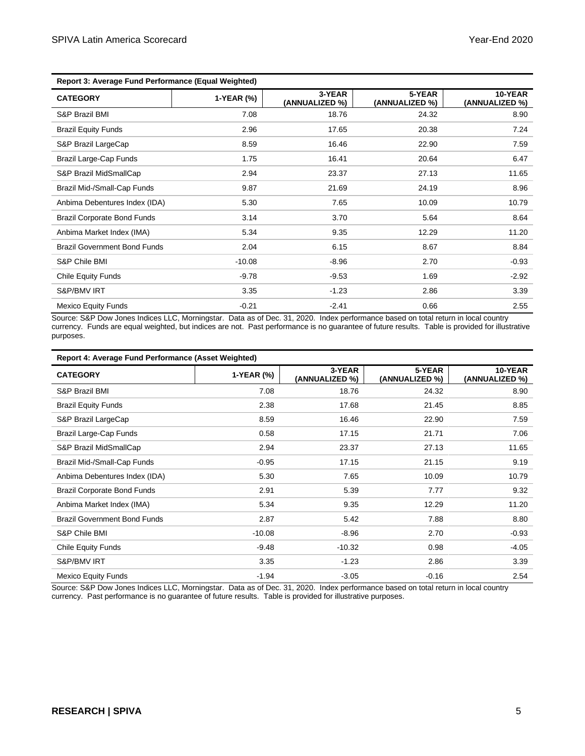**Report 3: Average Fund Performance (Equal Weighted)**

| CATEGORY | 1-YEAR (%) | 3-YEAR (ANNUALIZED %) | 5-YEAR (ANNUALIZED %) | 10-YEAR (ANNUALIZED %) |
|---|---|---|---|---|
| S&P Brazil BMI | 7.08 | 18.76 | 24.32 | 8.90 |
| Brazil Equity Funds | 2.96 | 17.65 | 20.38 | 7.24 |
| S&P Brazil LargeCap | 8.59 | 16.46 | 22.90 | 7.59 |
| Brazil Large-Cap Funds | 1.75 | 16.41 | 20.64 | 6.47 |
| S&P Brazil MidSmallCap | 2.94 | 23.37 | 27.13 | 11.65 |
| Brazil Mid-/Small-Cap Funds | 9.87 | 21.69 | 24.19 | 8.96 |
| Anbima Debentures Index (IDA) | 5.30 | 7.65 | 10.09 | 10.79 |
| Brazil Corporate Bond Funds | 3.14 | 3.70 | 5.64 | 8.64 |
| Anbima Market Index (IMA) | 5.34 | 9.35 | 12.29 | 11.20 |
| Brazil Government Bond Funds | 2.04 | 6.15 | 8.67 | 8.84 |
| S&P Chile BMI | -10.08 | -8.96 | 2.70 | -0.93 |
| Chile Equity Funds | -9.78 | -9.53 | 1.69 | -2.92 |
| S&P/BMV IRT | 3.35 | -1.23 | 2.86 | 3.39 |
| Mexico Equity Funds | -0.21 | -2.41 | 0.66 | 2.55 |

Source: S&P Dow Jones Indices LLC, Morningstar. Data as of Dec. 31, 2020. Index performance based on total return in local country currency. Funds are equal weighted, but indices are not. Past performance is no guarantee of future results. Table is provided for illustrative purposes.

**Report 4: Average Fund Performance (Asset Weighted)**

| CATEGORY | 1-YEAR (%) | 3-YEAR (ANNUALIZED %) | 5-YEAR (ANNUALIZED %) | 10-YEAR (ANNUALIZED %) |
|---|---|---|---|---|
| S&P Brazil BMI | 7.08 | 18.76 | 24.32 | 8.90 |
| Brazil Equity Funds | 2.38 | 17.68 | 21.45 | 8.85 |
| S&P Brazil LargeCap | 8.59 | 16.46 | 22.90 | 7.59 |
| Brazil Large-Cap Funds | 0.58 | 17.15 | 21.71 | 7.06 |
| S&P Brazil MidSmallCap | 2.94 | 23.37 | 27.13 | 11.65 |
| Brazil Mid-/Small-Cap Funds | -0.95 | 17.15 | 21.15 | 9.19 |
| Anbima Debentures Index (IDA) | 5.30 | 7.65 | 10.09 | 10.79 |
| Brazil Corporate Bond Funds | 2.91 | 5.39 | 7.77 | 9.32 |
| Anbima Market Index (IMA) | 5.34 | 9.35 | 12.29 | 11.20 |
| Brazil Government Bond Funds | 2.87 | 5.42 | 7.88 | 8.80 |
| S&P Chile BMI | -10.08 | -8.96 | 2.70 | -0.93 |
| Chile Equity Funds | -9.48 | -10.32 | 0.98 | -4.05 |
| S&P/BMV IRT | 3.35 | -1.23 | 2.86 | 3.39 |
| Mexico Equity Funds | -1.94 | -3.05 | -0.16 | 2.54 |

Source: S&P Dow Jones Indices LLC, Morningstar. Data as of Dec. 31, 2020. Index performance based on total return in local country currency. Past performance is no guarantee of future results. Table is provided for illustrative purposes.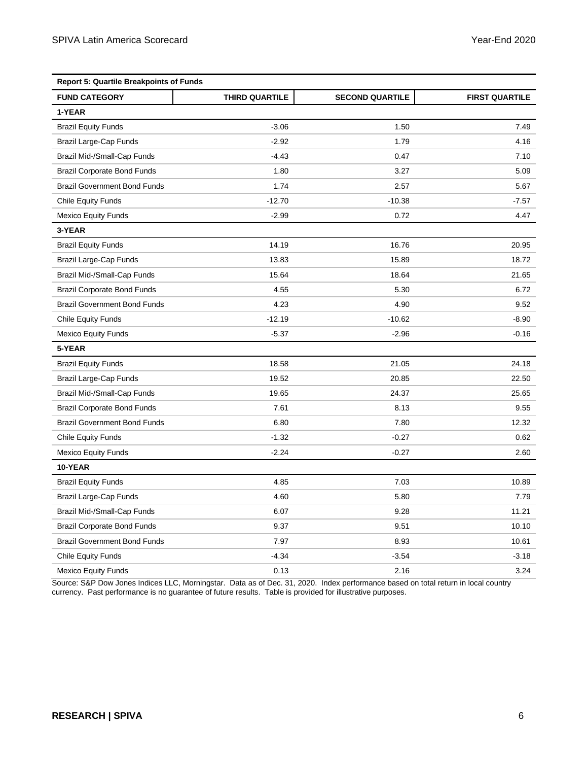**Report 5: Quartile Breakpoints of Funds**

| FUND CATEGORY | THIRD QUARTILE | SECOND QUARTILE | FIRST QUARTILE |
|---|---|---|---|
| **1-YEAR** | | | |
| Brazil Equity Funds | -3.06 | 1.50 | 7.49 |
| Brazil Large-Cap Funds | -2.92 | 1.79 | 4.16 |
| Brazil Mid-/Small-Cap Funds | -4.43 | 0.47 | 7.10 |
| Brazil Corporate Bond Funds | 1.80 | 3.27 | 5.09 |
| Brazil Government Bond Funds | 1.74 | 2.57 | 5.67 |
| Chile Equity Funds | -12.70 | -10.38 | -7.57 |
| Mexico Equity Funds | -2.99 | 0.72 | 4.47 |
| **3-YEAR** | | | |
| Brazil Equity Funds | 14.19 | 16.76 | 20.95 |
| Brazil Large-Cap Funds | 13.83 | 15.89 | 18.72 |
| Brazil Mid-/Small-Cap Funds | 15.64 | 18.64 | 21.65 |
| Brazil Corporate Bond Funds | 4.55 | 5.30 | 6.72 |
| Brazil Government Bond Funds | 4.23 | 4.90 | 9.52 |
| Chile Equity Funds | -12.19 | -10.62 | -8.90 |
| Mexico Equity Funds | -5.37 | -2.96 | -0.16 |
| **5-YEAR** | | | |
| Brazil Equity Funds | 18.58 | 21.05 | 24.18 |
| Brazil Large-Cap Funds | 19.52 | 20.85 | 22.50 |
| Brazil Mid-/Small-Cap Funds | 19.65 | 24.37 | 25.65 |
| Brazil Corporate Bond Funds | 7.61 | 8.13 | 9.55 |
| Brazil Government Bond Funds | 6.80 | 7.80 | 12.32 |
| Chile Equity Funds | -1.32 | -0.27 | 0.62 |
| Mexico Equity Funds | -2.24 | -0.27 | 2.60 |
| **10-YEAR** | | | |
| Brazil Equity Funds | 4.85 | 7.03 | 10.89 |
| Brazil Large-Cap Funds | 4.60 | 5.80 | 7.79 |
| Brazil Mid-/Small-Cap Funds | 6.07 | 9.28 | 11.21 |
| Brazil Corporate Bond Funds | 9.37 | 9.51 | 10.10 |
| Brazil Government Bond Funds | 7.97 | 8.93 | 10.61 |
| Chile Equity Funds | -4.34 | -3.54 | -3.18 |
| Mexico Equity Funds | 0.13 | 2.16 | 3.24 |

Source: S&P Dow Jones Indices LLC, Morningstar. Data as of Dec. 31, 2020. Index performance based on total return in local country currency. Past performance is no guarantee of future results. Table is provided for illustrative purposes.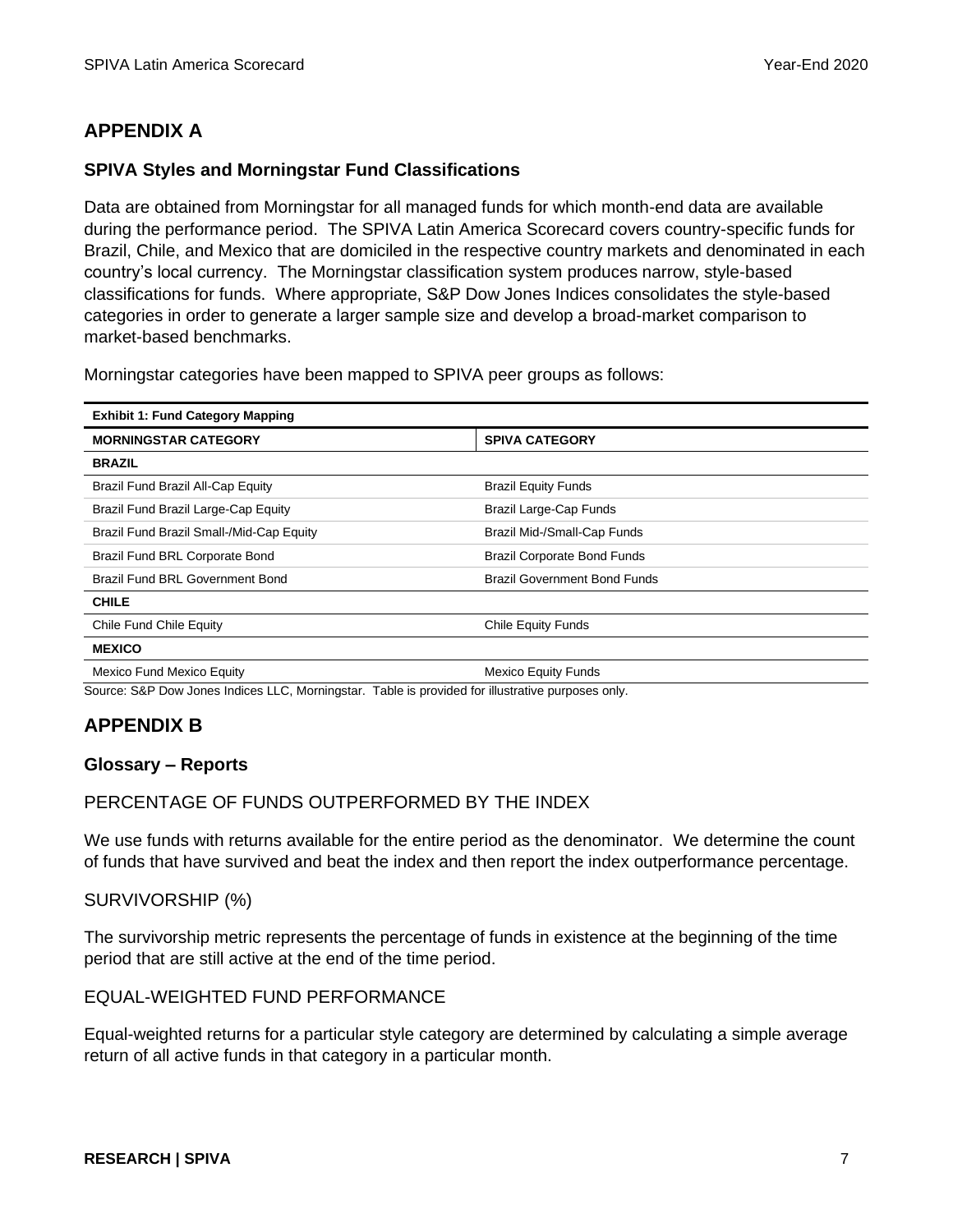## APPENDIX A

### SPIVA Styles and Morningstar Fund Classifications

Data are obtained from Morningstar for all managed funds for which month-end data are available during the performance period. The SPIVA Latin America Scorecard covers country-specific funds for Brazil, Chile, and Mexico that are domiciled in the respective country markets and denominated in each country's local currency. The Morningstar classification system produces narrow, style-based classifications for funds. Where appropriate, S&P Dow Jones Indices consolidates the style-based categories in order to generate a larger sample size and develop a broad-market comparison to market-based benchmarks.

Morningstar categories have been mapped to SPIVA peer groups as follows:

**Exhibit 1: Fund Category Mapping**

| MORNINGSTAR CATEGORY | SPIVA CATEGORY |
|---|---|
| **BRAZIL** | |
| Brazil Fund Brazil All-Cap Equity | Brazil Equity Funds |
| Brazil Fund Brazil Large-Cap Equity | Brazil Large-Cap Funds |
| Brazil Fund Brazil Small-/Mid-Cap Equity | Brazil Mid-/Small-Cap Funds |
| Brazil Fund BRL Corporate Bond | Brazil Corporate Bond Funds |
| Brazil Fund BRL Government Bond | Brazil Government Bond Funds |
| **CHILE** | |
| Chile Fund Chile Equity | Chile Equity Funds |
| **MEXICO** | |
| Mexico Fund Mexico Equity | Mexico Equity Funds |

Source: S&P Dow Jones Indices LLC, Morningstar. Table is provided for illustrative purposes only.

## APPENDIX B

### Glossary – Reports

PERCENTAGE OF FUNDS OUTPERFORMED BY THE INDEX

We use funds with returns available for the entire period as the denominator. We determine the count of funds that have survived and beat the index and then report the index outperformance percentage.

SURVIVORSHIP (%)

The survivorship metric represents the percentage of funds in existence at the beginning of the time period that are still active at the end of the time period.

EQUAL-WEIGHTED FUND PERFORMANCE

Equal-weighted returns for a particular style category are determined by calculating a simple average return of all active funds in that category in a particular month.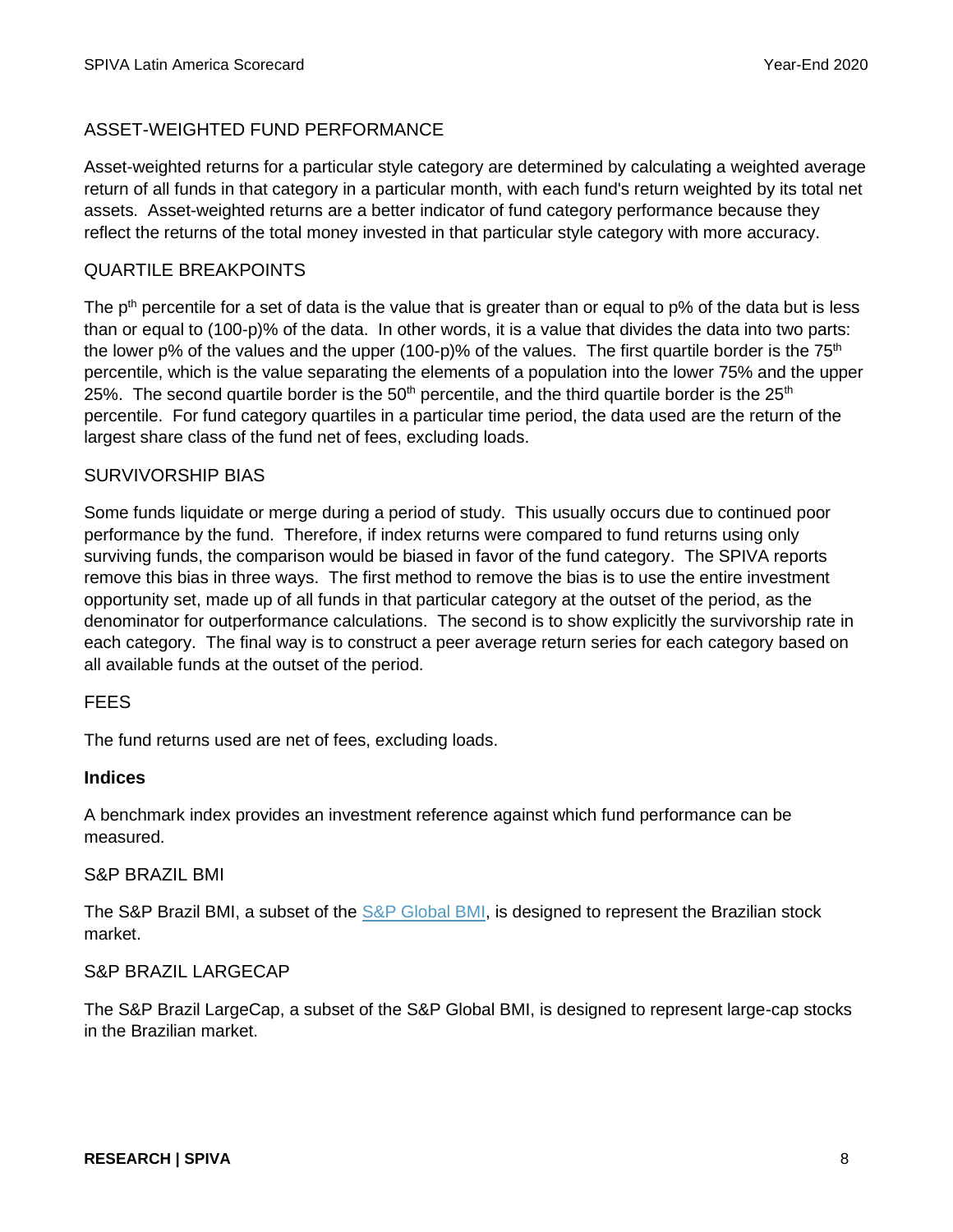### ASSET-WEIGHTED FUND PERFORMANCE

Asset-weighted returns for a particular style category are determined by calculating a weighted average return of all funds in that category in a particular month, with each fund's return weighted by its total net assets. Asset-weighted returns are a better indicator of fund category performance because they reflect the returns of the total money invested in that particular style category with more accuracy.

### QUARTILE BREAKPOINTS

The $p^{th}$ percentile for a set of data is the value that is greater than or equal to p% of the data but is less than or equal to (100-p)% of the data. In other words, it is a value that divides the data into two parts: the lower p% of the values and the upper (100-p)% of the values. The first quartile border is the $75^{th}$ percentile, which is the value separating the elements of a population into the lower 75% and the upper 25%. The second quartile border is the $50^{th}$ percentile, and the third quartile border is the $25^{th}$ percentile. For fund category quartiles in a particular time period, the data used are the return of the largest share class of the fund net of fees, excluding loads.

### SURVIVORSHIP BIAS

Some funds liquidate or merge during a period of study. This usually occurs due to continued poor performance by the fund. Therefore, if index returns were compared to fund returns using only surviving funds, the comparison would be biased in favor of the fund category. The SPIVA reports remove this bias in three ways. The first method to remove the bias is to use the entire investment opportunity set, made up of all funds in that particular category at the outset of the period, as the denominator for outperformance calculations. The second is to show explicitly the survivorship rate in each category. The final way is to construct a peer average return series for each category based on all available funds at the outset of the period.

### FEES

The fund returns used are net of fees, excluding loads.

## Indices

A benchmark index provides an investment reference against which fund performance can be measured.

### S&P BRAZIL BMI

The S&P Brazil BMI, a subset of the S&P Global BMI, is designed to represent the Brazilian stock market.

### S&P BRAZIL LARGECAP

The S&P Brazil LargeCap, a subset of the S&P Global BMI, is designed to represent large-cap stocks in the Brazilian market.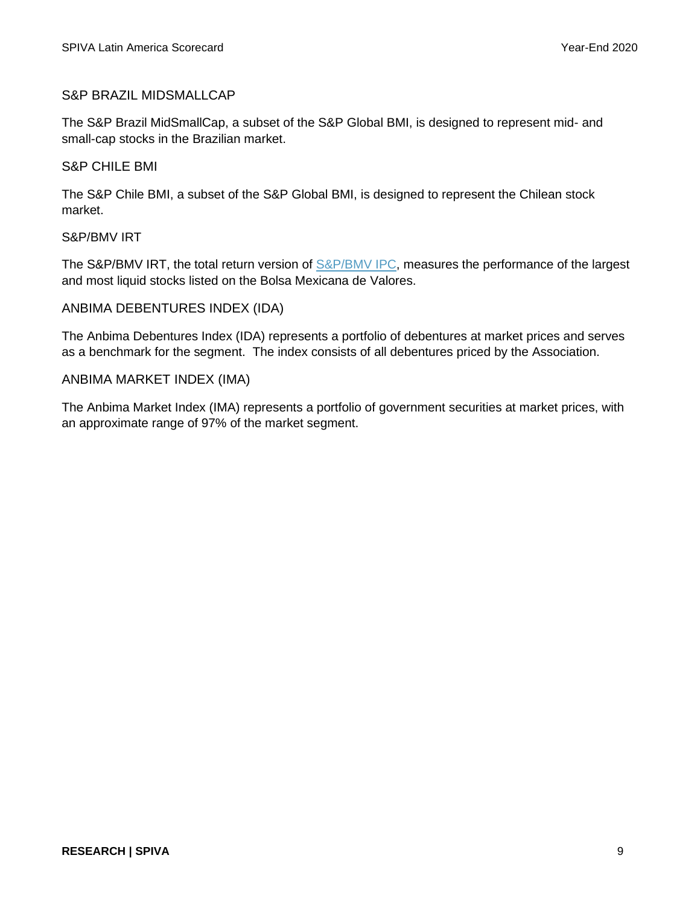### S&P BRAZIL MIDSMALLCAP

The S&P Brazil MidSmallCap, a subset of the S&P Global BMI, is designed to represent mid- and small-cap stocks in the Brazilian market.

### S&P CHILE BMI

The S&P Chile BMI, a subset of the S&P Global BMI, is designed to represent the Chilean stock market.

### S&P/BMV IRT

The S&P/BMV IRT, the total return version of S&P/BMV IPC, measures the performance of the largest and most liquid stocks listed on the Bolsa Mexicana de Valores.

### ANBIMA DEBENTURES INDEX (IDA)

The Anbima Debentures Index (IDA) represents a portfolio of debentures at market prices and serves as a benchmark for the segment. The index consists of all debentures priced by the Association.

### ANBIMA MARKET INDEX (IMA)

The Anbima Market Index (IMA) represents a portfolio of government securities at market prices, with an approximate range of 97% of the market segment.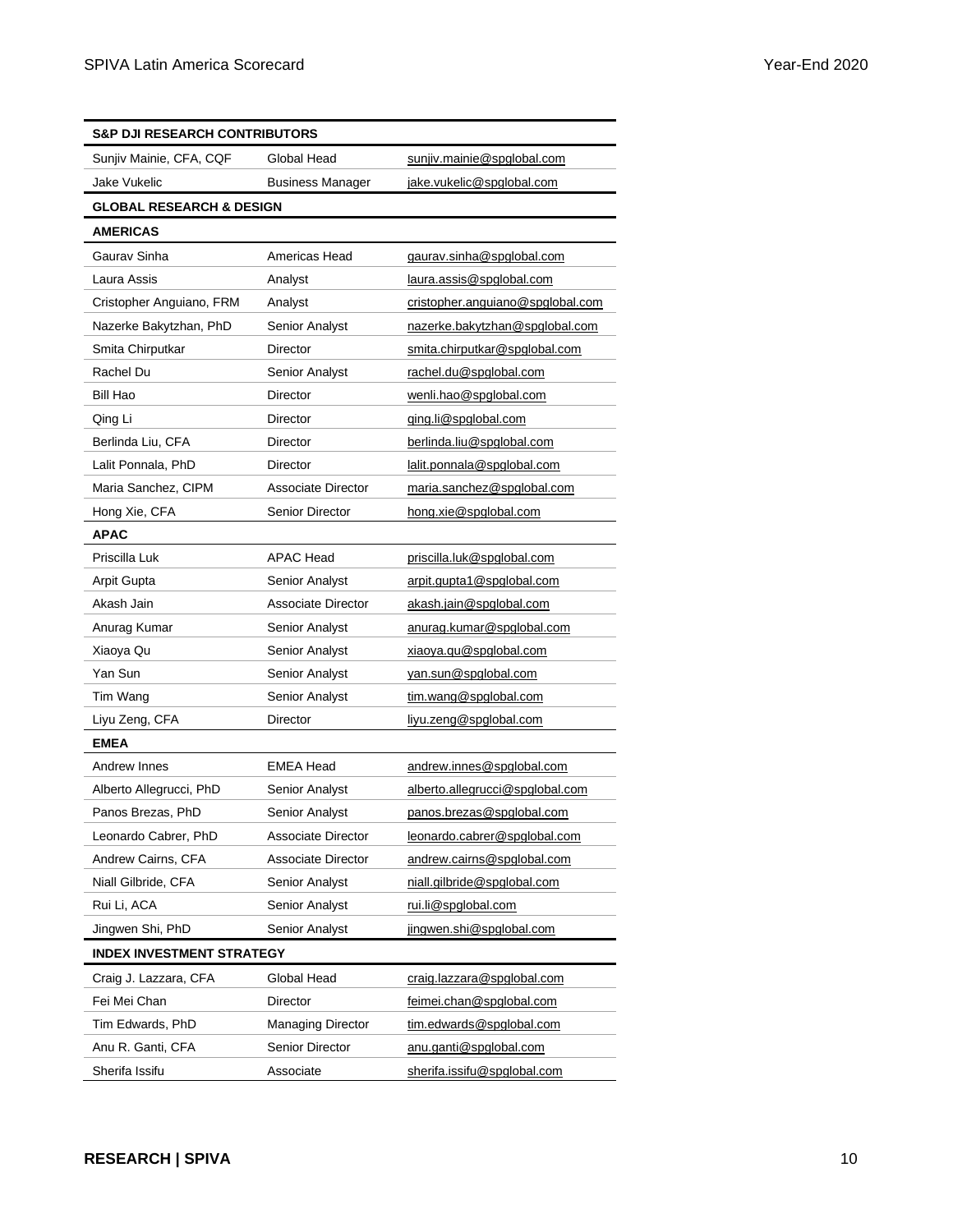| S&P DJI RESEARCH CONTRIBUTORS | | |
|---|---|---|
| Sunjiv Mainie, CFA, CQF | Global Head | sunjiv.mainie@spglobal.com |
| Jake Vukelic | Business Manager | jake.vukelic@spglobal.com |
| **GLOBAL RESEARCH & DESIGN** | | |
| **AMERICAS** | | |
| Gaurav Sinha | Americas Head | gaurav.sinha@spglobal.com |
| Laura Assis | Analyst | laura.assis@spglobal.com |
| Cristopher Anguiano, FRM | Analyst | cristopher.anguiano@spglobal.com |
| Nazerke Bakytzhan, PhD | Senior Analyst | nazerke.bakytzhan@spglobal.com |
| Smita Chirputkar | Director | smita.chirputkar@spglobal.com |
| Rachel Du | Senior Analyst | rachel.du@spglobal.com |
| Bill Hao | Director | wenli.hao@spglobal.com |
| Qing Li | Director | qing.li@spglobal.com |
| Berlinda Liu, CFA | Director | berlinda.liu@spglobal.com |
| Lalit Ponnala, PhD | Director | lalit.ponnala@spglobal.com |
| Maria Sanchez, CIPM | Associate Director | maria.sanchez@spglobal.com |
| Hong Xie, CFA | Senior Director | hong.xie@spglobal.com |
| **APAC** | | |
| Priscilla Luk | APAC Head | priscilla.luk@spglobal.com |
| Arpit Gupta | Senior Analyst | arpit.gupta1@spglobal.com |
| Akash Jain | Associate Director | akash.jain@spglobal.com |
| Anurag Kumar | Senior Analyst | anurag.kumar@spglobal.com |
| Xiaoya Qu | Senior Analyst | xiaoya.qu@spglobal.com |
| Yan Sun | Senior Analyst | yan.sun@spglobal.com |
| Tim Wang | Senior Analyst | tim.wang@spglobal.com |
| Liyu Zeng, CFA | Director | liyu.zeng@spglobal.com |
| **EMEA** | | |
| Andrew Innes | EMEA Head | andrew.innes@spglobal.com |
| Alberto Allegrucci, PhD | Senior Analyst | alberto.allegrucci@spglobal.com |
| Panos Brezas, PhD | Senior Analyst | panos.brezas@spglobal.com |
| Leonardo Cabrer, PhD | Associate Director | leonardo.cabrer@spglobal.com |
| Andrew Cairns, CFA | Associate Director | andrew.cairns@spglobal.com |
| Niall Gilbride, CFA | Senior Analyst | niall.gilbride@spglobal.com |
| Rui Li, ACA | Senior Analyst | rui.li@spglobal.com |
| Jingwen Shi, PhD | Senior Analyst | jingwen.shi@spglobal.com |
| **INDEX INVESTMENT STRATEGY** | | |
| Craig J. Lazzara, CFA | Global Head | craig.lazzara@spglobal.com |
| Fei Mei Chan | Director | feimei.chan@spglobal.com |
| Tim Edwards, PhD | Managing Director | tim.edwards@spglobal.com |
| Anu R. Ganti, CFA | Senior Director | anu.ganti@spglobal.com |
| Sherifa Issifu | Associate | sherifa.issifu@spglobal.com |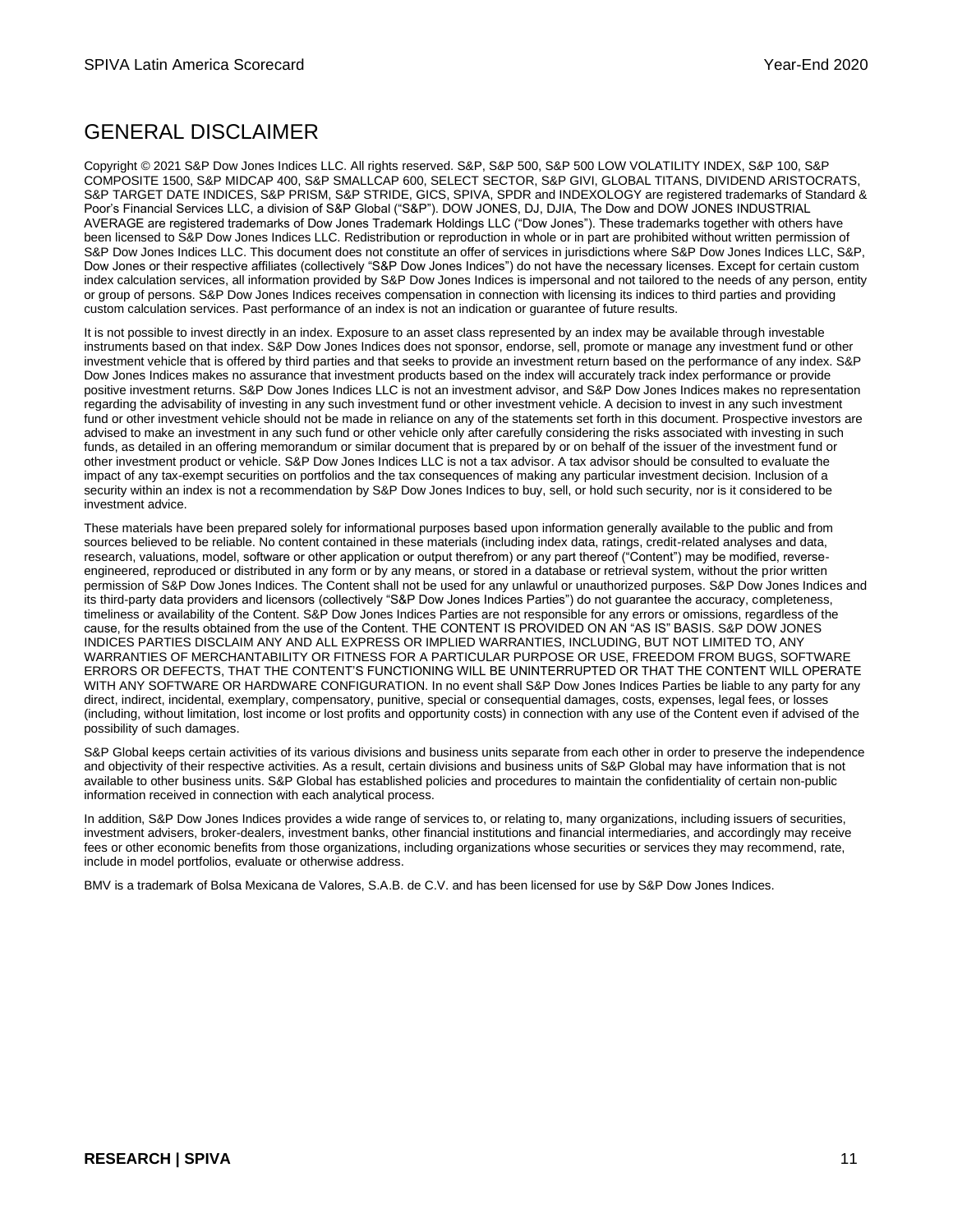# GENERAL DISCLAIMER

Copyright © 2021 S&P Dow Jones Indices LLC. All rights reserved. S&P, S&P 500, S&P 500 LOW VOLATILITY INDEX, S&P 100, S&P COMPOSITE 1500, S&P MIDCAP 400, S&P SMALLCAP 600, SELECT SECTOR, S&P GIVI, GLOBAL TITANS, DIVIDEND ARISTOCRATS, S&P TARGET DATE INDICES, S&P PRISM, S&P STRIDE, GICS, SPIVA, SPDR and INDEXOLOGY are registered trademarks of Standard & Poor's Financial Services LLC, a division of S&P Global ("S&P"). DOW JONES, DJ, DJIA, The Dow and DOW JONES INDUSTRIAL AVERAGE are registered trademarks of Dow Jones Trademark Holdings LLC ("Dow Jones"). These trademarks together with others have been licensed to S&P Dow Jones Indices LLC. Redistribution or reproduction in whole or in part are prohibited without written permission of S&P Dow Jones Indices LLC. This document does not constitute an offer of services in jurisdictions where S&P Dow Jones Indices LLC, S&P, Dow Jones or their respective affiliates (collectively "S&P Dow Jones Indices") do not have the necessary licenses. Except for certain custom index calculation services, all information provided by S&P Dow Jones Indices is impersonal and not tailored to the needs of any person, entity or group of persons. S&P Dow Jones Indices receives compensation in connection with licensing its indices to third parties and providing custom calculation services. Past performance of an index is not an indication or guarantee of future results.

It is not possible to invest directly in an index. Exposure to an asset class represented by an index may be available through investable instruments based on that index. S&P Dow Jones Indices does not sponsor, endorse, sell, promote or manage any investment fund or other investment vehicle that is offered by third parties and that seeks to provide an investment return based on the performance of any index. S&P Dow Jones Indices makes no assurance that investment products based on the index will accurately track index performance or provide positive investment returns. S&P Dow Jones Indices LLC is not an investment advisor, and S&P Dow Jones Indices makes no representation regarding the advisability of investing in any such investment fund or other investment vehicle. A decision to invest in any such investment fund or other investment vehicle should not be made in reliance on any of the statements set forth in this document. Prospective investors are advised to make an investment in any such fund or other vehicle only after carefully considering the risks associated with investing in such funds, as detailed in an offering memorandum or similar document that is prepared by or on behalf of the issuer of the investment fund or other investment product or vehicle. S&P Dow Jones Indices LLC is not a tax advisor. A tax advisor should be consulted to evaluate the impact of any tax-exempt securities on portfolios and the tax consequences of making any particular investment decision. Inclusion of a security within an index is not a recommendation by S&P Dow Jones Indices to buy, sell, or hold such security, nor is it considered to be investment advice.

These materials have been prepared solely for informational purposes based upon information generally available to the public and from sources believed to be reliable. No content contained in these materials (including index data, ratings, credit-related analyses and data, research, valuations, model, software or other application or output therefrom) or any part thereof ("Content") may be modified, reverse-engineered, reproduced or distributed in any form or by any means, or stored in a database or retrieval system, without the prior written permission of S&P Dow Jones Indices. The Content shall not be used for any unlawful or unauthorized purposes. S&P Dow Jones Indices and its third-party data providers and licensors (collectively "S&P Dow Jones Indices Parties") do not guarantee the accuracy, completeness, timeliness or availability of the Content. S&P Dow Jones Indices Parties are not responsible for any errors or omissions, regardless of the cause, for the results obtained from the use of the Content. THE CONTENT IS PROVIDED ON AN "AS IS" BASIS. S&P DOW JONES INDICES PARTIES DISCLAIM ANY AND ALL EXPRESS OR IMPLIED WARRANTIES, INCLUDING, BUT NOT LIMITED TO, ANY WARRANTIES OF MERCHANTABILITY OR FITNESS FOR A PARTICULAR PURPOSE OR USE, FREEDOM FROM BUGS, SOFTWARE ERRORS OR DEFECTS, THAT THE CONTENT'S FUNCTIONING WILL BE UNINTERRUPTED OR THAT THE CONTENT WILL OPERATE WITH ANY SOFTWARE OR HARDWARE CONFIGURATION. In no event shall S&P Dow Jones Indices Parties be liable to any party for any direct, indirect, incidental, exemplary, compensatory, punitive, special or consequential damages, costs, expenses, legal fees, or losses (including, without limitation, lost income or lost profits and opportunity costs) in connection with any use of the Content even if advised of the possibility of such damages.

S&P Global keeps certain activities of its various divisions and business units separate from each other in order to preserve the independence and objectivity of their respective activities. As a result, certain divisions and business units of S&P Global may have information that is not available to other business units. S&P Global has established policies and procedures to maintain the confidentiality of certain non-public information received in connection with each analytical process.

In addition, S&P Dow Jones Indices provides a wide range of services to, or relating to, many organizations, including issuers of securities, investment advisers, broker-dealers, investment banks, other financial institutions and financial intermediaries, and accordingly may receive fees or other economic benefits from those organizations, including organizations whose securities or services they may recommend, rate, include in model portfolios, evaluate or otherwise address.

BMV is a trademark of Bolsa Mexicana de Valores, S.A.B. de C.V. and has been licensed for use by S&P Dow Jones Indices.